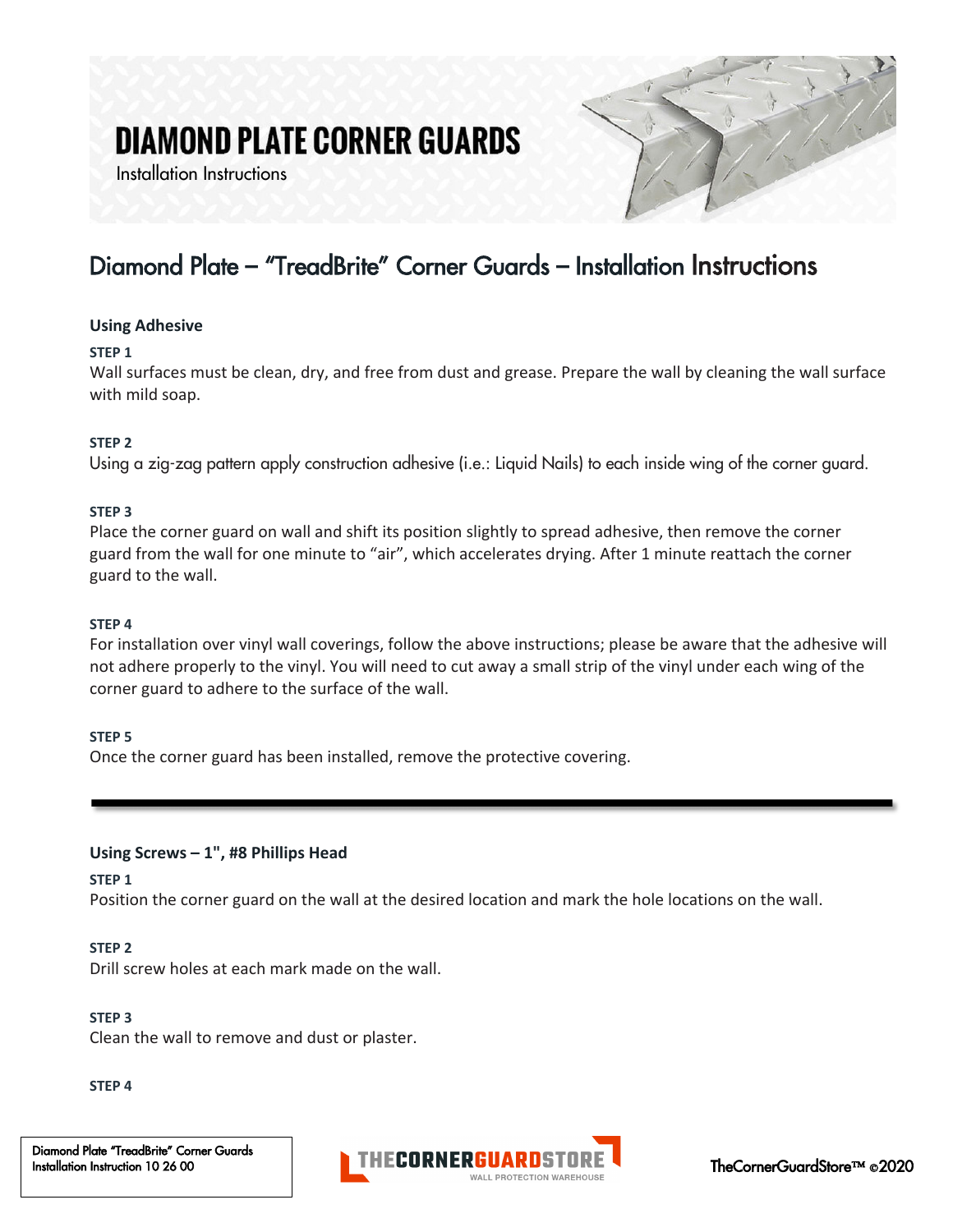# DIAMOND PLATE CORNER GUARDS

Installation Instructions

## Diamond Plate – "TreadBrite" Corner Guards – Installation Instructions

### Using Adhesive

**STEP 1**

Wall surfaces must be clean, dry, and free from dust and grease. Prepare the wall by cleaning the wall surface with mild soap.

**STEP 2**

Using a zig-zag pattern apply construction adhesive (i.e.: Liquid Nails) to each inside wing of the corner guard.

**STEP 3**

Place the corner guard on wall and shift its position slightly to spread adhesive, then remove the corner guard from the wall for one minute to "air", which accelerates drying. After 1 minute reattach the corner guard to the wall.

**STEP 4**

For installation over vinyl wall coverings, follow the above instructions; please be aware that the adhesive will not adhere properly to the vinyl. You will need to cut away a small strip of the vinyl under each wing of the corner guard to adhere to the surface of the wall.

**STEP 5**

Once the corner guard has been installed, remove the protective covering.

---

### Using Screws – 1", #8 Phillips Head

**STEP 1**

Position the corner guard on the wall at the desired location and mark the hole locations on the wall.

**STEP 2**

Drill screw holes at each mark made on the wall.

**STEP 3**

Clean the wall to remove and dust or plaster.

**STEP 4**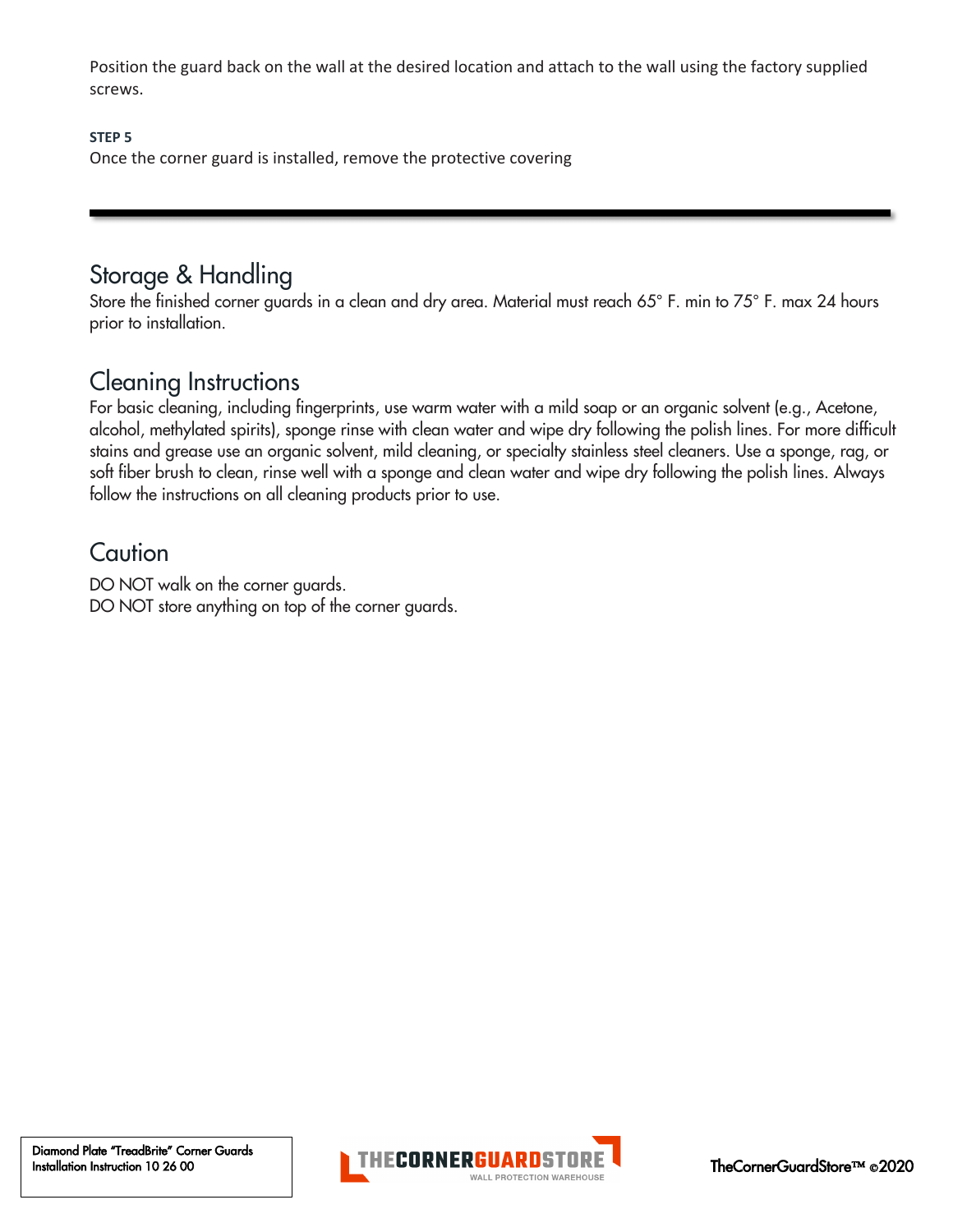Position the guard back on the wall at the desired location and attach to the wall using the factory supplied screws.

**STEP 5**

Once the corner guard is installed, remove the protective covering

---

## Storage & Handling

Store the finished corner guards in a clean and dry area. Material must reach 65° F. min to 75° F. max 24 hours prior to installation.

## Cleaning Instructions

For basic cleaning, including fingerprints, use warm water with a mild soap or an organic solvent (e.g., Acetone, alcohol, methylated spirits), sponge rinse with clean water and wipe dry following the polish lines. For more difficult stains and grease use an organic solvent, mild cleaning, or specialty stainless steel cleaners. Use a sponge, rag, or soft fiber brush to clean, rinse well with a sponge and clean water and wipe dry following the polish lines. Always follow the instructions on all cleaning products prior to use.

## Caution

DO NOT walk on the corner guards.
DO NOT store anything on top of the corner guards.